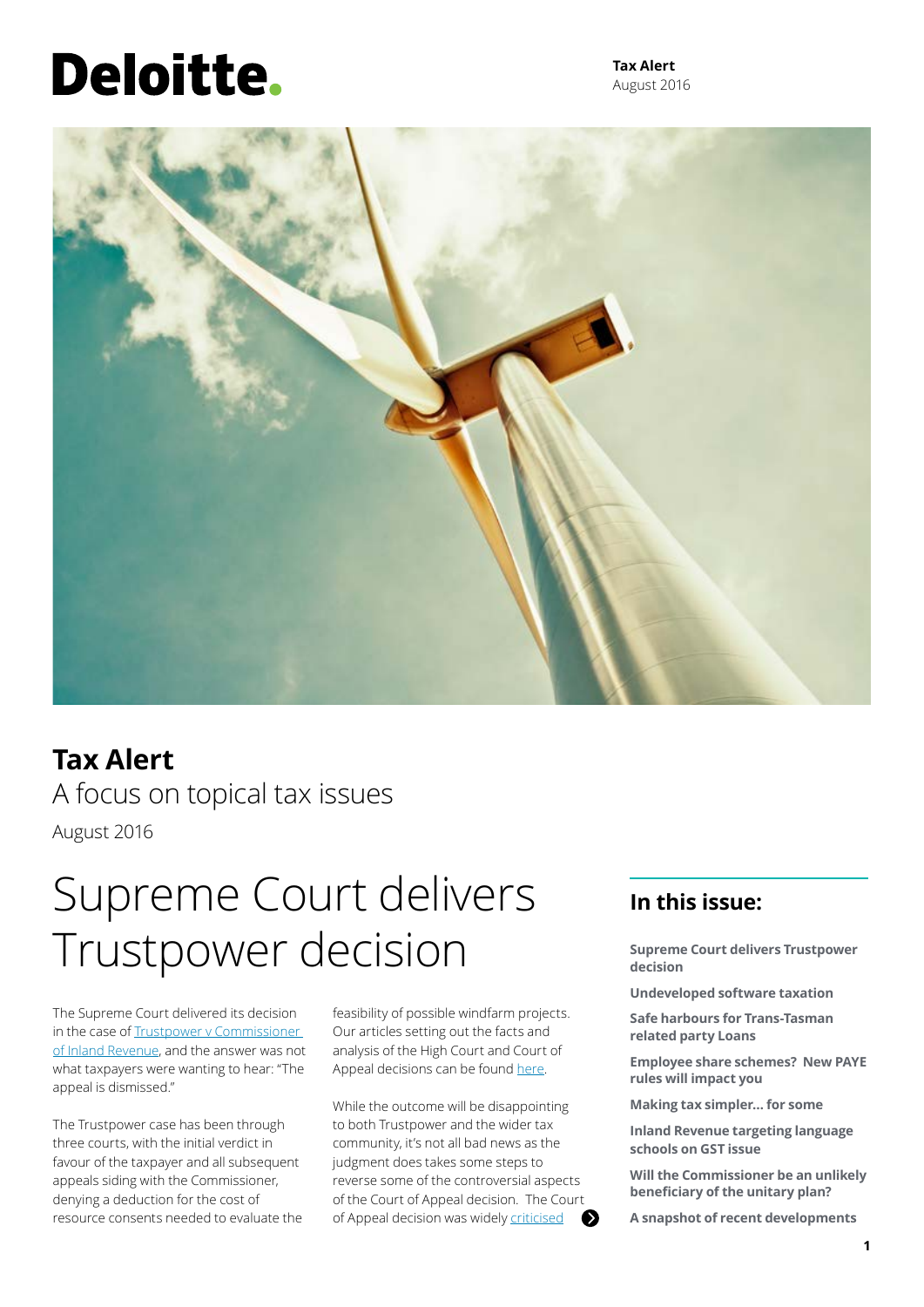# Tax Alert

A focus on topical tax issues

August 2016

## Supreme Court delivers Trustpower decision

The Supreme Court delivered its decision in the case of Trustpower v Commissioner of Inland Revenue, and the answer was not what taxpayers were wanting to hear: "The appeal is dismissed."

The Trustpower case has been through three courts, with the initial verdict in favour of the taxpayer and all subsequent appeals siding with the Commissioner, denying a deduction for the cost of resource consents needed to evaluate the feasibility of possible windfarm projects. Our articles setting out the facts and analysis of the High Court and Court of Appeal decisions can be found here.

While the outcome will be disappointing to both Trustpower and the wider tax community, it's not all bad news as the judgment does takes some steps to reverse some of the controversial aspects of the Court of Appeal decision. The Court of Appeal decision was widely criticised

### In this issue:

- Supreme Court delivers Trustpower decision
- Undeveloped software taxation
- Safe harbours for Trans-Tasman related party Loans
- Employee share schemes? New PAYE rules will impact you
- Making tax simpler... for some
- Inland Revenue targeting language schools on GST issue
- Will the Commissioner be an unlikely beneficiary of the unitary plan?
- A snapshot of recent developments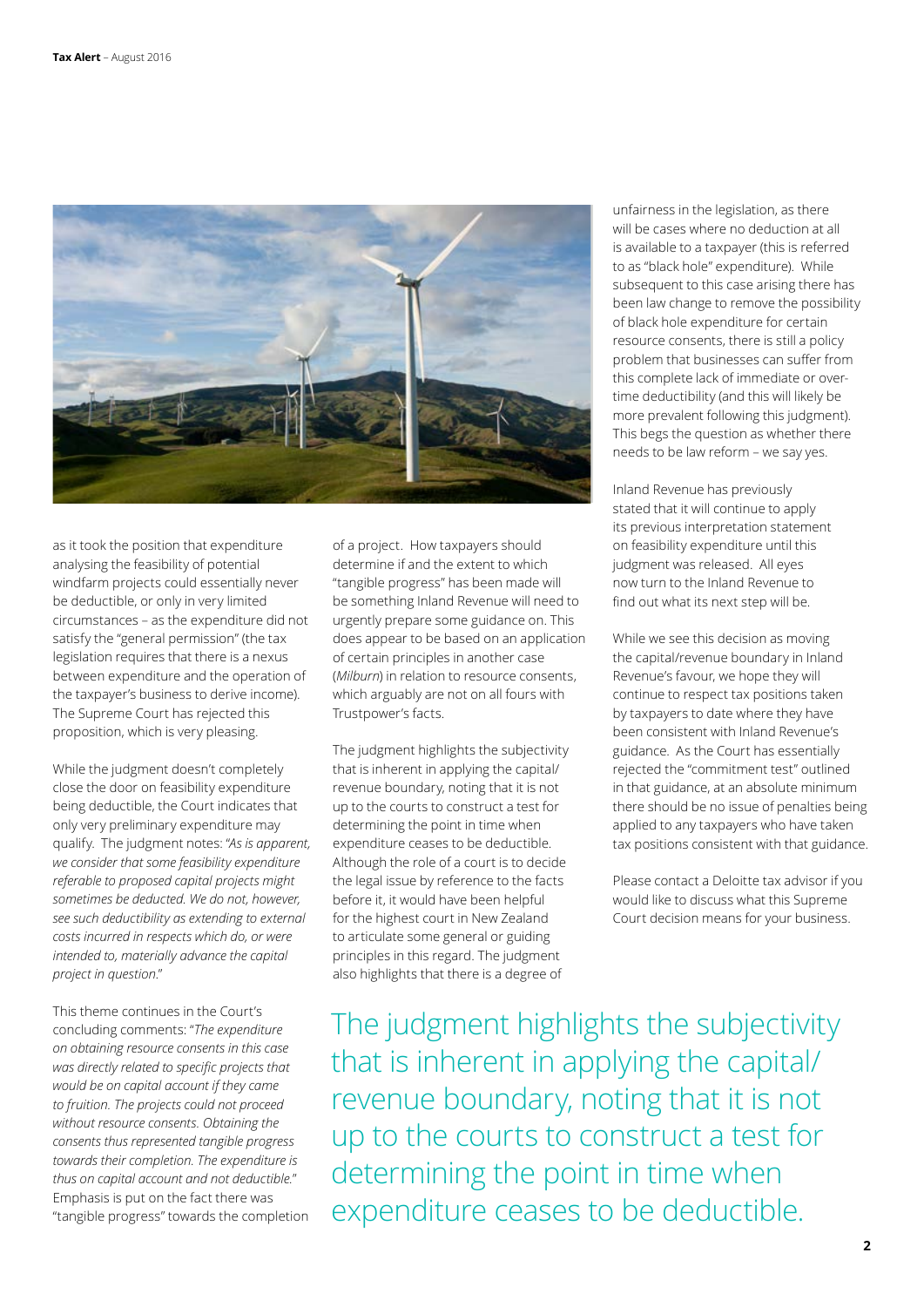as it took the position that expenditure analysing the feasibility of potential windfarm projects could essentially never be deductible, or only in very limited circumstances – as the expenditure did not satisfy the "general permission" (the tax legislation requires that there is a nexus between expenditure and the operation of the taxpayer's business to derive income). The Supreme Court has rejected this proposition, which is very pleasing.

While the judgment doesn't completely close the door on feasibility expenditure being deductible, the Court indicates that only very preliminary expenditure may qualify. The judgment notes: "*As is apparent, we consider that some feasibility expenditure referable to proposed capital projects might sometimes be deducted. We do not, however, see such deductibility as extending to external costs incurred in respects which do, or were intended to, materially advance the capital project in question.*"

This theme continues in the Court's concluding comments: "*The expenditure on obtaining resource consents in this case was directly related to specific projects that would be on capital account if they came to fruition. The projects could not proceed without resource consents. Obtaining the consents thus represented tangible progress towards their completion. The expenditure is thus on capital account and not deductible.*" Emphasis is put on the fact there was "tangible progress" towards the completion of a project. How taxpayers should determine if and the extent to which "tangible progress" has been made will be something Inland Revenue will need to urgently prepare some guidance on. This does appear to be based on an application of certain principles in another case (*Milburn*) in relation to resource consents, which arguably are not on all fours with Trustpower's facts.

The judgment highlights the subjectivity that is inherent in applying the capital/revenue boundary, noting that it is not up to the courts to construct a test for determining the point in time when expenditure ceases to be deductible. Although the role of a court is to decide the legal issue by reference to the facts before it, it would have been helpful for the highest court in New Zealand to articulate some general or guiding principles in this regard. The judgment also highlights that there is a degree of unfairness in the legislation, as there will be cases where no deduction at all is available to a taxpayer (this is referred to as "black hole" expenditure). While subsequent to this case arising there has been law change to remove the possibility of black hole expenditure for certain resource consents, there is still a policy problem that businesses can suffer from this complete lack of immediate or over-time deductibility (and this will likely be more prevalent following this judgment). This begs the question as whether there needs to be law reform – we say yes.

Inland Revenue has previously stated that it will continue to apply its previous interpretation statement on feasibility expenditure until this judgment was released. All eyes now turn to the Inland Revenue to find out what its next step will be.

While we see this decision as moving the capital/revenue boundary in Inland Revenue's favour, we hope they will continue to respect tax positions taken by taxpayers to date where they have been consistent with Inland Revenue's guidance. As the Court has essentially rejected the "commitment test" outlined in that guidance, at an absolute minimum there should be no issue of penalties being applied to any taxpayers who have taken tax positions consistent with that guidance.

Please contact a Deloitte tax advisor if you would like to discuss what this Supreme Court decision means for your business.

> The judgment highlights the subjectivity that is inherent in applying the capital/revenue boundary, noting that it is not up to the courts to construct a test for determining the point in time when expenditure ceases to be deductible.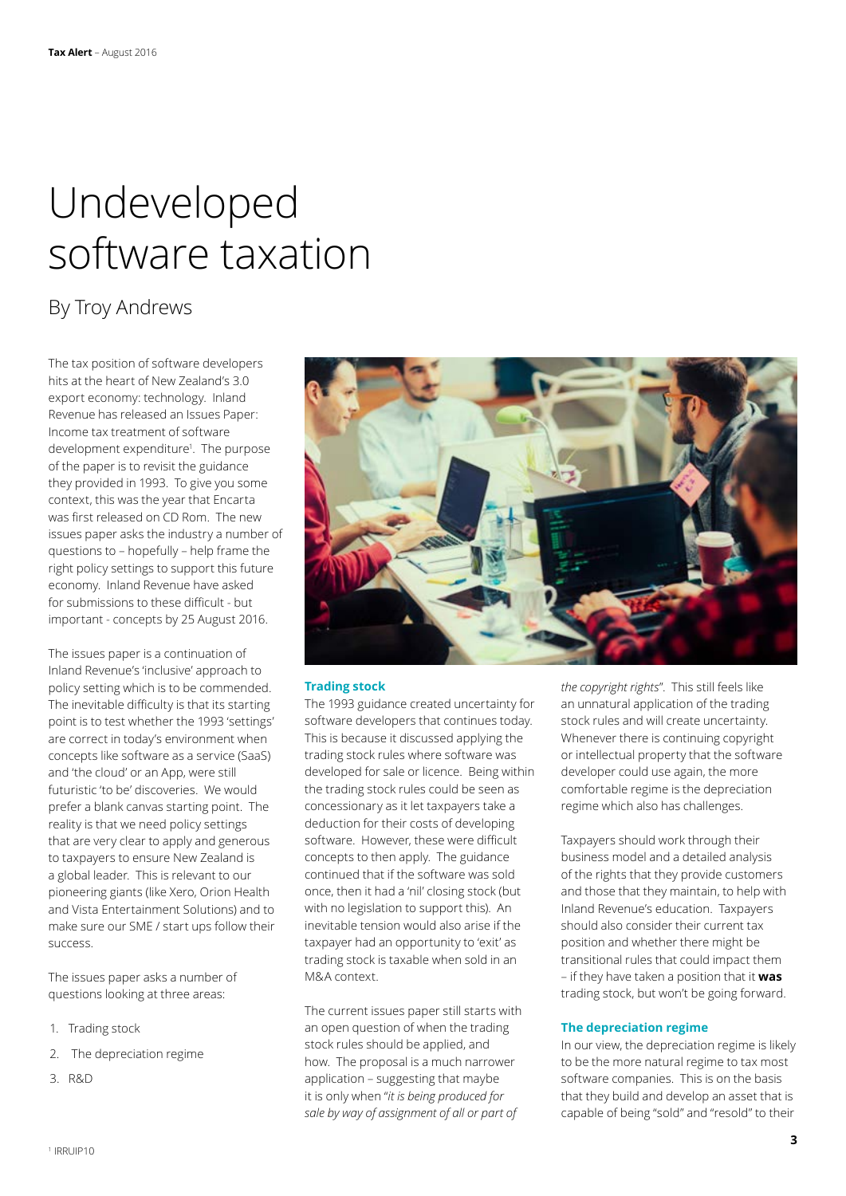# Undeveloped software taxation

## By Troy Andrews

The tax position of software developers hits at the heart of New Zealand's 3.0 export economy: technology. Inland Revenue has released an Issues Paper: Income tax treatment of software development expenditure[1]. The purpose of the paper is to revisit the guidance they provided in 1993. To give you some context, this was the year that Encarta was first released on CD Rom. The new issues paper asks the industry a number of questions to – hopefully – help frame the right policy settings to support this future economy. Inland Revenue have asked for submissions to these difficult - but important - concepts by 25 August 2016.

The issues paper is a continuation of Inland Revenue's 'inclusive' approach to policy setting which is to be commended. The inevitable difficulty is that its starting point is to test whether the 1993 'settings' are correct in today's environment when concepts like software as a service (SaaS) and 'the cloud' or an App, were still futuristic 'to be' discoveries. We would prefer a blank canvas starting point. The reality is that we need policy settings that are very clear to apply and generous to taxpayers to ensure New Zealand is a global leader. This is relevant to our pioneering giants (like Xero, Orion Health and Vista Entertainment Solutions) and to make sure our SME / start ups follow their success.

The issues paper asks a number of questions looking at three areas:

1. Trading stock
2. The depreciation regime
3. R&D

### Trading stock

The 1993 guidance created uncertainty for software developers that continues today. This is because it discussed applying the trading stock rules where software was developed for sale or licence. Being within the trading stock rules could be seen as concessionary as it let taxpayers take a deduction for their costs of developing software. However, these were difficult concepts to then apply. The guidance continued that if the software was sold once, then it had a 'nil' closing stock (but with no legislation to support this). An inevitable tension would also arise if the taxpayer had an opportunity to 'exit' as trading stock is taxable when sold in an M&A context.

The current issues paper still starts with an open question of when the trading stock rules should be applied, and how. The proposal is a much narrower application – suggesting that maybe it is only when "*it is being produced for sale by way of assignment of all or part of the copyright rights*". This still feels like an unnatural application of the trading stock rules and will create uncertainty. Whenever there is continuing copyright or intellectual property that the software developer could use again, the more comfortable regime is the depreciation regime which also has challenges.

Taxpayers should work through their business model and a detailed analysis of the rights that they provide customers and those that they maintain, to help with Inland Revenue's education. Taxpayers should also consider their current tax position and whether there might be transitional rules that could impact them – if they have taken a position that it **was** trading stock, but won't be going forward.

### The depreciation regime

In our view, the depreciation regime is likely to be the more natural regime to tax most software companies. This is on the basis that they build and develop an asset that is capable of being "sold" and "resold" to their

[1] IRRUIP10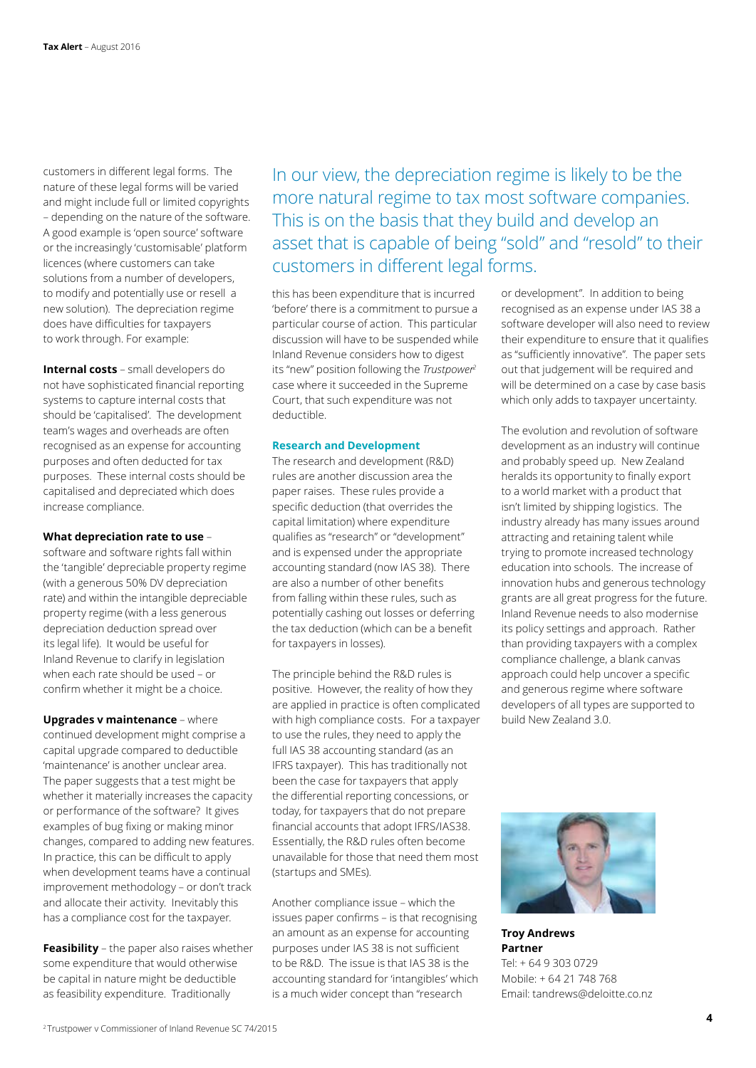customers in different legal forms. The nature of these legal forms will be varied and might include full or limited copyrights – depending on the nature of the software. A good example is 'open source' software or the increasingly 'customisable' platform licences (where customers can take solutions from a number of developers, to modify and potentially use or resell a new solution). The depreciation regime does have difficulties for taxpayers to work through. For example:

**Internal costs** – small developers do not have sophisticated financial reporting systems to capture internal costs that should be 'capitalised'. The development team's wages and overheads are often recognised as an expense for accounting purposes and often deducted for tax purposes. These internal costs should be capitalised and depreciated which does increase compliance.

**What depreciation rate to use** – software and software rights fall within the 'tangible' depreciable property regime (with a generous 50% DV depreciation rate) and within the intangible depreciable property regime (with a less generous depreciation deduction spread over its legal life). It would be useful for Inland Revenue to clarify in legislation when each rate should be used – or confirm whether it might be a choice.

**Upgrades v maintenance** – where continued development might comprise a capital upgrade compared to deductible 'maintenance' is another unclear area. The paper suggests that a test might be whether it materially increases the capacity or performance of the software? It gives examples of bug fixing or making minor changes, compared to adding new features. In practice, this can be difficult to apply when development teams have a continual improvement methodology – or don't track and allocate their activity. Inevitably this has a compliance cost for the taxpayer.

**Feasibility** – the paper also raises whether some expenditure that would otherwise be capital in nature might be deductible as feasibility expenditure. Traditionally this has been expenditure that is incurred 'before' there is a commitment to pursue a particular course of action. This particular discussion will have to be suspended while Inland Revenue considers how to digest its "new" position following the *Trustpower*[2] case where it succeeded in the Supreme Court, that such expenditure was not deductible.

> In our view, the depreciation regime is likely to be the more natural regime to tax most software companies. This is on the basis that they build and develop an asset that is capable of being "sold" and "resold" to their customers in different legal forms.

### Research and Development

The research and development (R&D) rules are another discussion area the paper raises. These rules provide a specific deduction (that overrides the capital limitation) where expenditure qualifies as "research" or "development" and is expensed under the appropriate accounting standard (now IAS 38). There are also a number of other benefits from falling within these rules, such as potentially cashing out losses or deferring the tax deduction (which can be a benefit for taxpayers in losses).

The principle behind the R&D rules is positive. However, the reality of how they are applied in practice is often complicated with high compliance costs. For a taxpayer to use the rules, they need to apply the full IAS 38 accounting standard (as an IFRS taxpayer). This has traditionally not been the case for taxpayers that apply the differential reporting concessions, or today, for taxpayers that do not prepare financial accounts that adopt IFRS/IAS38. Essentially, the R&D rules often become unavailable for those that need them most (startups and SMEs).

Another compliance issue – which the issues paper confirms – is that recognising an amount as an expense for accounting purposes under IAS 38 is not sufficient to be R&D. The issue is that IAS 38 is the accounting standard for 'intangibles' which is a much wider concept than "research or development". In addition to being recognised as an expense under IAS 38 a software developer will also need to review their expenditure to ensure that it qualifies as "sufficiently innovative". The paper sets out that judgement will be required and will be determined on a case by case basis which only adds to taxpayer uncertainty.

The evolution and revolution of software development as an industry will continue and probably speed up. New Zealand heralds its opportunity to finally export to a world market with a product that isn't limited by shipping logistics. The industry already has many issues around attracting and retaining talent while trying to promote increased technology education into schools. The increase of innovation hubs and generous technology grants are all great progress for the future. Inland Revenue needs to also modernise its policy settings and approach. Rather than providing taxpayers with a complex compliance challenge, a blank canvas approach could help uncover a specific and generous regime where software developers of all types are supported to build New Zealand 3.0.

**Troy Andrews**
**Partner**
Tel: + 64 9 303 0729
Mobile: + 64 21 748 768
Email: tandrews@deloitte.co.nz

[2] Trustpower v Commissioner of Inland Revenue SC 74/2015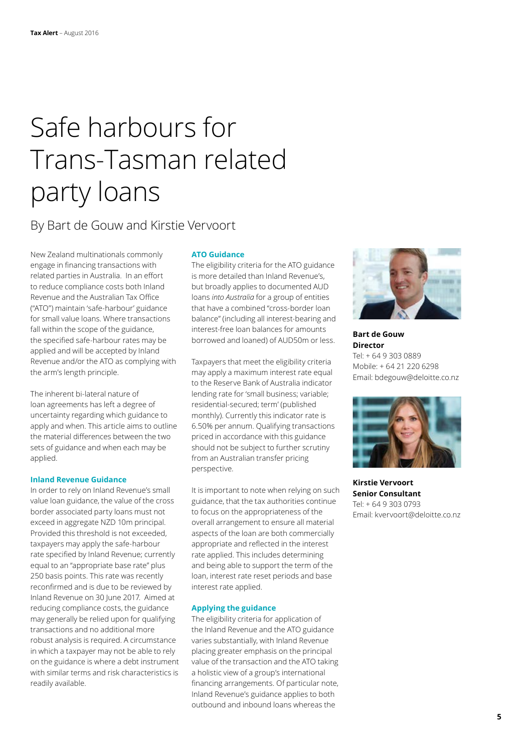# Safe harbours for Trans-Tasman related party loans

## By Bart de Gouw and Kirstie Vervoort

New Zealand multinationals commonly engage in financing transactions with related parties in Australia. In an effort to reduce compliance costs both Inland Revenue and the Australian Tax Office ("ATO") maintain 'safe-harbour' guidance for small value loans. Where transactions fall within the scope of the guidance, the specified safe-harbour rates may be applied and will be accepted by Inland Revenue and/or the ATO as complying with the arm's length principle.

The inherent bi-lateral nature of loan agreements has left a degree of uncertainty regarding which guidance to apply and when. This article aims to outline the material differences between the two sets of guidance and when each may be applied.

### Inland Revenue Guidance

In order to rely on Inland Revenue's small value loan guidance, the value of the cross border associated party loans must not exceed in aggregate NZD 10m principal. Provided this threshold is not exceeded, taxpayers may apply the safe-harbour rate specified by Inland Revenue; currently equal to an "appropriate base rate" plus 250 basis points. This rate was recently reconfirmed and is due to be reviewed by Inland Revenue on 30 June 2017. Aimed at reducing compliance costs, the guidance may generally be relied upon for qualifying transactions and no additional more robust analysis is required. A circumstance in which a taxpayer may not be able to rely on the guidance is where a debt instrument with similar terms and risk characteristics is readily available.

### ATO Guidance

The eligibility criteria for the ATO guidance is more detailed than Inland Revenue's, but broadly applies to documented AUD loans *into Australia* for a group of entities that have a combined "cross-border loan balance" (including all interest-bearing and interest-free loan balances for amounts borrowed and loaned) of AUD50m or less.

Taxpayers that meet the eligibility criteria may apply a maximum interest rate equal to the Reserve Bank of Australia indicator lending rate for 'small business; variable; residential-secured; term' (published monthly). Currently this indicator rate is 6.50% per annum. Qualifying transactions priced in accordance with this guidance should not be subject to further scrutiny from an Australian transfer pricing perspective.

It is important to note when relying on such guidance, that the tax authorities continue to focus on the appropriateness of the overall arrangement to ensure all material aspects of the loan are both commercially appropriate and reflected in the interest rate applied. This includes determining and being able to support the term of the loan, interest rate reset periods and base interest rate applied.

### Applying the guidance

The eligibility criteria for application of the Inland Revenue and the ATO guidance varies substantially, with Inland Revenue placing greater emphasis on the principal value of the transaction and the ATO taking a holistic view of a group's international financing arrangements. Of particular note, Inland Revenue's guidance applies to both outbound and inbound loans whereas the

**Bart de Gouw**
**Director**
Tel: + 64 9 303 0889
Mobile: + 64 21 220 6298
Email: bdegouw@deloitte.co.nz

**Kirstie Vervoort**
**Senior Consultant**
Tel: + 64 9 303 0793
Email: kvervoort@deloitte.co.nz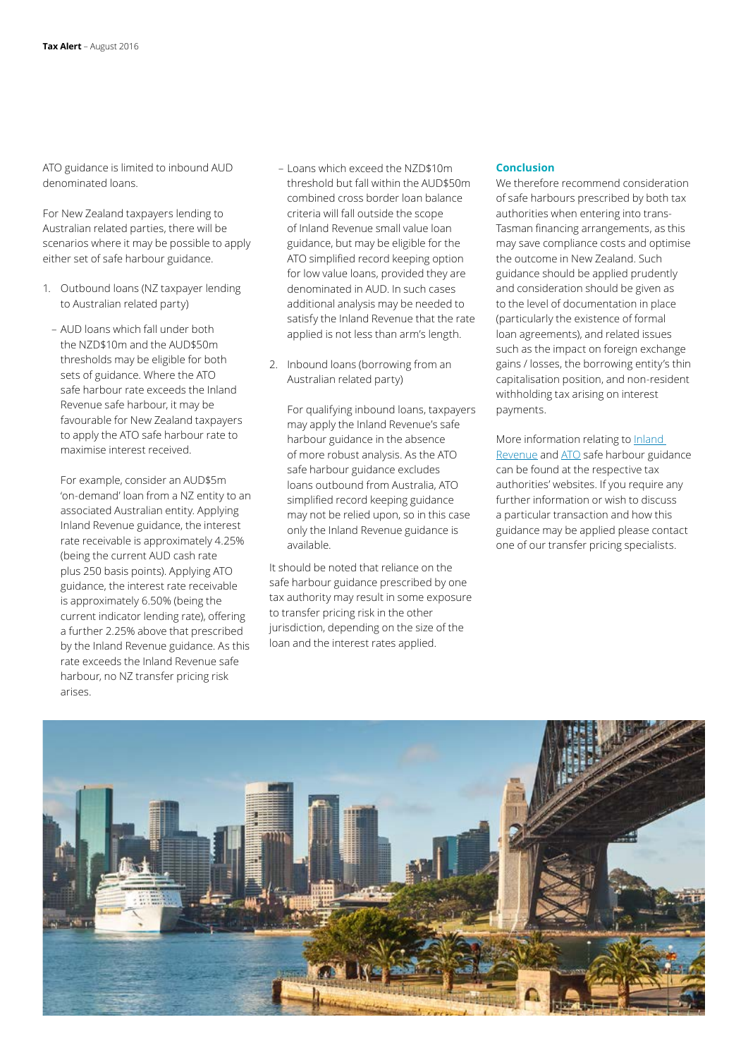ATO guidance is limited to inbound AUD denominated loans.

For New Zealand taxpayers lending to Australian related parties, there will be scenarios where it may be possible to apply either set of safe harbour guidance.

1. Outbound loans (NZ taxpayer lending to Australian related party)

   - AUD loans which fall under both the NZD$10m and the AUD$50m thresholds may be eligible for both sets of guidance. Where the ATO safe harbour rate exceeds the Inland Revenue safe harbour, it may be favourable for New Zealand taxpayers to apply the ATO safe harbour rate to maximise interest received.

     For example, consider an AUD$5m 'on-demand' loan from a NZ entity to an associated Australian entity. Applying Inland Revenue guidance, the interest rate receivable is approximately 4.25% (being the current AUD cash rate plus 250 basis points). Applying ATO guidance, the interest rate receivable is approximately 6.50% (being the current indicator lending rate), offering a further 2.25% above that prescribed by the Inland Revenue guidance. As this rate exceeds the Inland Revenue safe harbour, no NZ transfer pricing risk arises.

   - Loans which exceed the NZD$10m threshold but fall within the AUD$50m combined cross border loan balance criteria will fall outside the scope of Inland Revenue small value loan guidance, but may be eligible for the ATO simplified record keeping option for low value loans, provided they are denominated in AUD. In such cases additional analysis may be needed to satisfy the Inland Revenue that the rate applied is not less than arm's length.

2. Inbound loans (borrowing from an Australian related party)

   For qualifying inbound loans, taxpayers may apply the Inland Revenue's safe harbour guidance in the absence of more robust analysis. As the ATO safe harbour guidance excludes loans outbound from Australia, ATO simplified record keeping guidance may not be relied upon, so in this case only the Inland Revenue guidance is available.

It should be noted that reliance on the safe harbour guidance prescribed by one tax authority may result in some exposure to transfer pricing risk in the other jurisdiction, depending on the size of the loan and the interest rates applied.

### Conclusion

We therefore recommend consideration of safe harbours prescribed by both tax authorities when entering into trans-Tasman financing arrangements, as this may save compliance costs and optimise the outcome in New Zealand. Such guidance should be applied prudently and consideration should be given as to the level of documentation in place (particularly the existence of formal loan agreements), and related issues such as the impact on foreign exchange gains / losses, the borrowing entity's thin capitalisation position, and non-resident withholding tax arising on interest payments.

More information relating to Inland Revenue and ATO safe harbour guidance can be found at the respective tax authorities' websites. If you require any further information or wish to discuss a particular transaction and how this guidance may be applied please contact one of our transfer pricing specialists.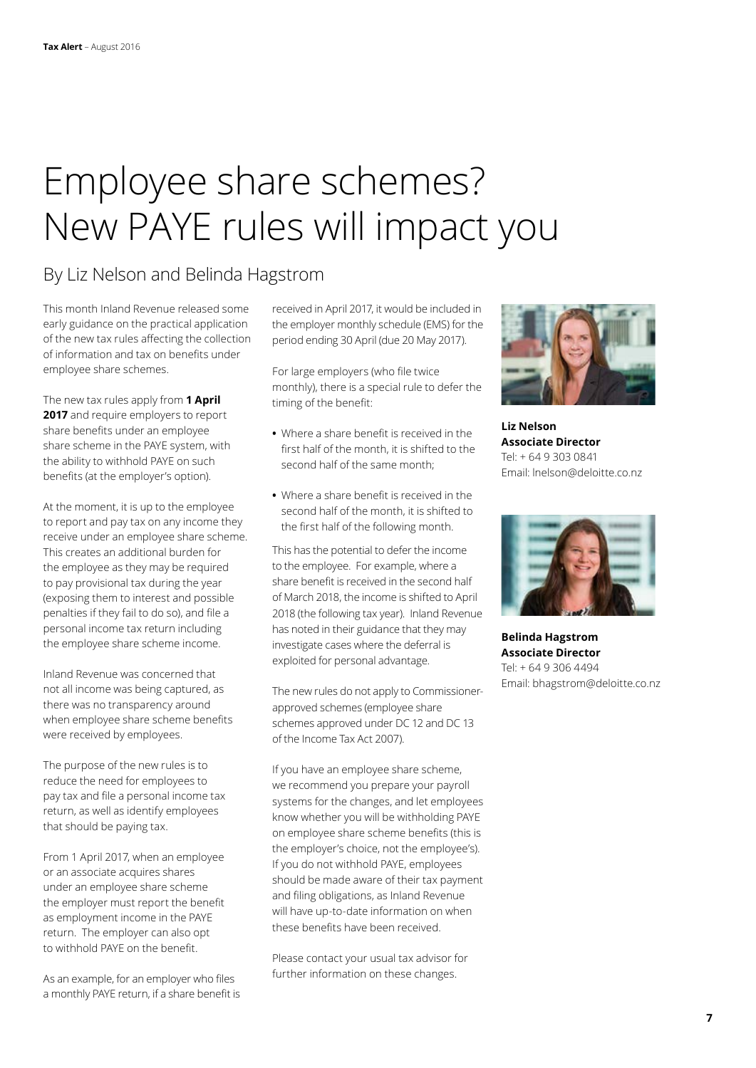# Employee share schemes? New PAYE rules will impact you

## By Liz Nelson and Belinda Hagstrom

This month Inland Revenue released some early guidance on the practical application of the new tax rules affecting the collection of information and tax on benefits under employee share schemes.

The new tax rules apply from **1 April 2017** and require employers to report share benefits under an employee share scheme in the PAYE system, with the ability to withhold PAYE on such benefits (at the employer's option).

At the moment, it is up to the employee to report and pay tax on any income they receive under an employee share scheme. This creates an additional burden for the employee as they may be required to pay provisional tax during the year (exposing them to interest and possible penalties if they fail to do so), and file a personal income tax return including the employee share scheme income.

Inland Revenue was concerned that not all income was being captured, as there was no transparency around when employee share scheme benefits were received by employees.

The purpose of the new rules is to reduce the need for employees to pay tax and file a personal income tax return, as well as identify employees that should be paying tax.

From 1 April 2017, when an employee or an associate acquires shares under an employee share scheme the employer must report the benefit as employment income in the PAYE return. The employer can also opt to withhold PAYE on the benefit.

As an example, for an employer who files a monthly PAYE return, if a share benefit is received in April 2017, it would be included in the employer monthly schedule (EMS) for the period ending 30 April (due 20 May 2017).

For large employers (who file twice monthly), there is a special rule to defer the timing of the benefit:

- Where a share benefit is received in the first half of the month, it is shifted to the second half of the same month;
- Where a share benefit is received in the second half of the month, it is shifted to the first half of the following month.

This has the potential to defer the income to the employee. For example, where a share benefit is received in the second half of March 2018, the income is shifted to April 2018 (the following tax year). Inland Revenue has noted in their guidance that they may investigate cases where the deferral is exploited for personal advantage.

The new rules do not apply to Commissioner-approved schemes (employee share schemes approved under DC 12 and DC 13 of the Income Tax Act 2007).

If you have an employee share scheme, we recommend you prepare your payroll systems for the changes, and let employees know whether you will be withholding PAYE on employee share scheme benefits (this is the employer's choice, not the employee's). If you do not withhold PAYE, employees should be made aware of their tax payment and filing obligations, as Inland Revenue will have up-to-date information on when these benefits have been received.

Please contact your usual tax advisor for further information on these changes.

**Liz Nelson**
**Associate Director**
Tel: + 64 9 303 0841
Email: lnelson@deloitte.co.nz

**Belinda Hagstrom**
**Associate Director**
Tel: + 64 9 306 4494
Email: bhagstrom@deloitte.co.nz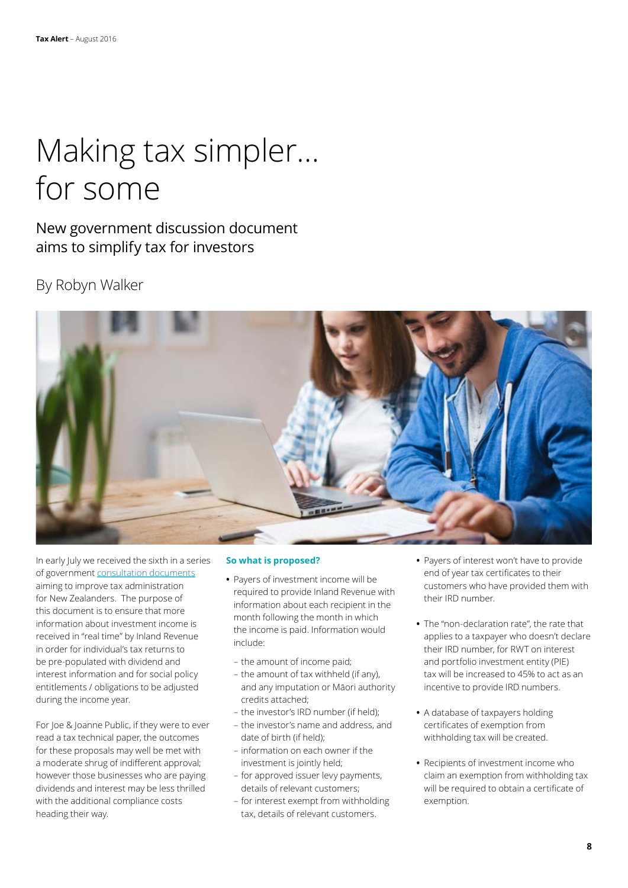# Making tax simpler... for some

## New government discussion document aims to simplify tax for investors

By Robyn Walker

In early July we received the sixth in a series of government consultation documents aiming to improve tax administration for New Zealanders. The purpose of this document is to ensure that more information about investment income is received in "real time" by Inland Revenue in order for individual's tax returns to be pre-populated with dividend and interest information and for social policy entitlements / obligations to be adjusted during the income year.

For Joe & Joanne Public, if they were to ever read a tax technical paper, the outcomes for these proposals may well be met with a moderate shrug of indifferent approval; however those businesses who are paying dividends and interest may be less thrilled with the additional compliance costs heading their way.

### So what is proposed?

- Payers of investment income will be required to provide Inland Revenue with information about each recipient in the month following the month in which the income is paid. Information would include:
  - the amount of income paid;
  - the amount of tax withheld (if any), and any imputation or Māori authority credits attached;
  - the investor's IRD number (if held);
  - the investor's name and address, and date of birth (if held);
  - information on each owner if the investment is jointly held;
  - for approved issuer levy payments, details of relevant customers;
  - for interest exempt from withholding tax, details of relevant customers.
- Payers of interest won't have to provide end of year tax certificates to their customers who have provided them with their IRD number.
- The "non-declaration rate", the rate that applies to a taxpayer who doesn't declare their IRD number, for RWT on interest and portfolio investment entity (PIE) tax will be increased to 45% to act as an incentive to provide IRD numbers.
- A database of taxpayers holding certificates of exemption from withholding tax will be created.
- Recipients of investment income who claim an exemption from withholding tax will be required to obtain a certificate of exemption.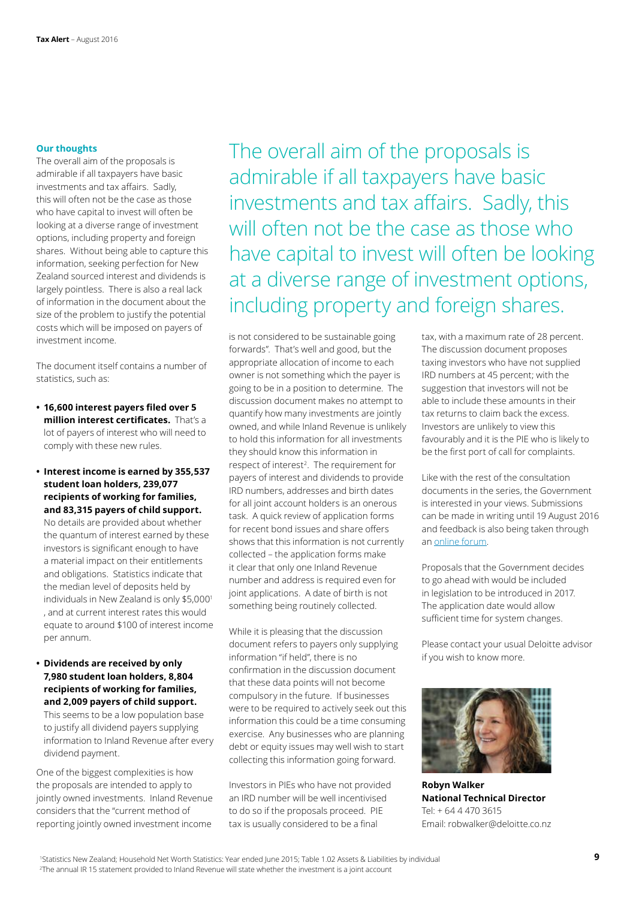### Our thoughts

The overall aim of the proposals is admirable if all taxpayers have basic investments and tax affairs. Sadly, this will often not be the case as those who have capital to invest will often be looking at a diverse range of investment options, including property and foreign shares. Without being able to capture this information, seeking perfection for New Zealand sourced interest and dividends is largely pointless. There is also a real lack of information in the document about the size of the problem to justify the potential costs which will be imposed on payers of investment income.

The document itself contains a number of statistics, such as:

- **16,600 interest payers filed over 5 million interest certificates.** That's a lot of payers of interest who will need to comply with these new rules.
- **Interest income is earned by 355,537 student loan holders, 239,077 recipients of working for families, and 83,315 payers of child support.** No details are provided about whether the quantum of interest earned by these investors is significant enough to have a material impact on their entitlements and obligations. Statistics indicate that the median level of deposits held by individuals in New Zealand is only $5,000[1], and at current interest rates this would equate to around $100 of interest income per annum.
- **Dividends are received by only 7,980 student loan holders, 8,804 recipients of working for families, and 2,009 payers of child support.** This seems to be a low population base to justify all dividend payers supplying information to Inland Revenue after every dividend payment.

One of the biggest complexities is how the proposals are intended to apply to jointly owned investments. Inland Revenue considers that the "current method of reporting jointly owned investment income is not considered to be sustainable going forwards". That's well and good, but the appropriate allocation of income to each owner is not something which the payer is going to be in a position to determine. The discussion document makes no attempt to quantify how many investments are jointly owned, and while Inland Revenue is unlikely to hold this information for all investments they should know this information in respect of interest[2]. The requirement for payers of interest and dividends to provide IRD numbers, addresses and birth dates for all joint account holders is an onerous task. A quick review of application forms for recent bond issues and share offers shows that this information is not currently collected – the application forms make it clear that only one Inland Revenue number and address is required even for joint applications. A date of birth is not something being routinely collected.

While it is pleasing that the discussion document refers to payers only supplying information "if held", there is no confirmation in the discussion document that these data points will not become compulsory in the future. If businesses were to be required to actively seek out this information this could be a time consuming exercise. Any businesses who are planning debt or equity issues may well wish to start collecting this information going forward.

Investors in PIEs who have not provided an IRD number will be well incentivised to do so if the proposals proceed. PIE tax is usually considered to be a final tax, with a maximum rate of 28 percent. The discussion document proposes taxing investors who have not supplied IRD numbers at 45 percent; with the suggestion that investors will not be able to include these amounts in their tax returns to claim back the excess. Investors are unlikely to view this favourably and it is the PIE who is likely to be the first port of call for complaints.

Like with the rest of the consultation documents in the series, the Government is interested in your views. Submissions can be made in writing until 19 August 2016 and feedback is also being taken through an online forum.

Proposals that the Government decides to go ahead with would be included in legislation to be introduced in 2017. The application date would allow sufficient time for system changes.

Please contact your usual Deloitte advisor if you wish to know more.

**Robyn Walker**
**National Technical Director**
Tel: + 64 4 470 3615
Email: robwalker@deloitte.co.nz

[1] Statistics New Zealand; Household Net Worth Statistics: Year ended June 2015; Table 1.02 Assets & Liabilities by individual
[2] The annual IR 15 statement provided to Inland Revenue will state whether the investment is a joint account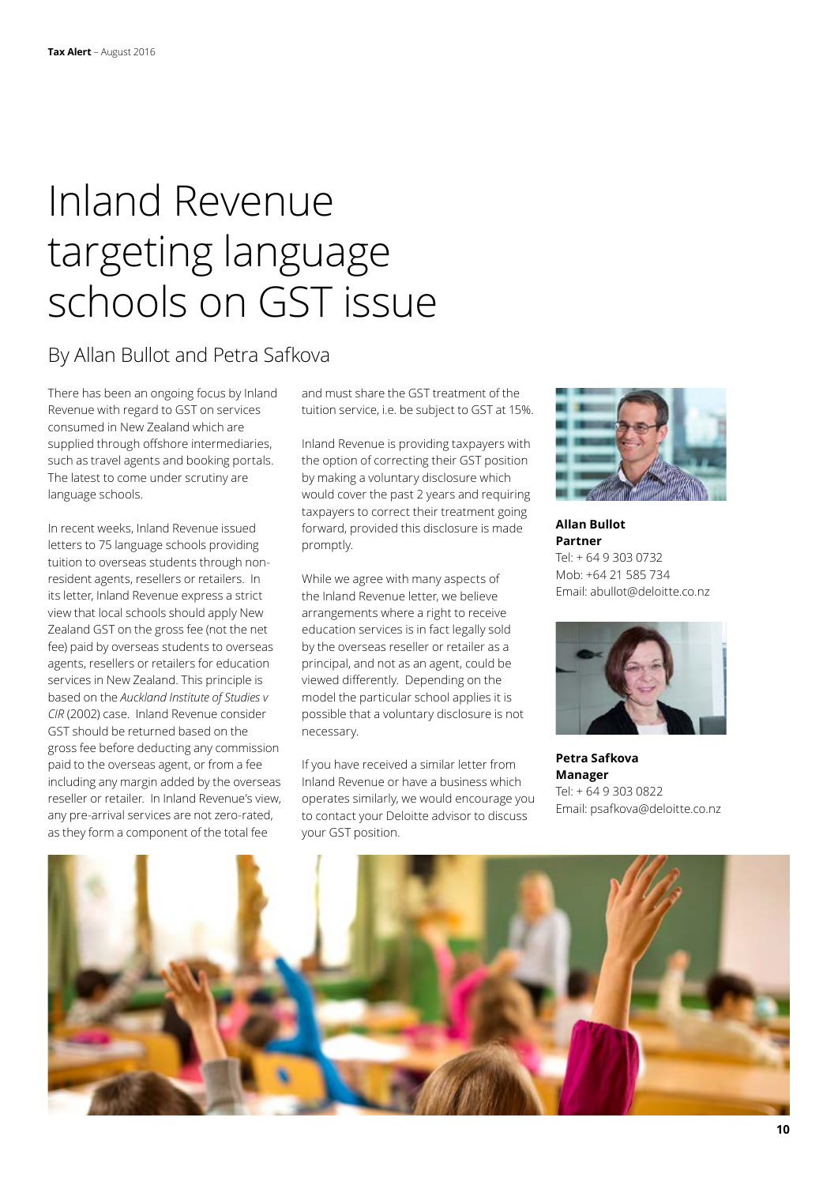# Inland Revenue targeting language schools on GST issue

## By Allan Bullot and Petra Safkova

There has been an ongoing focus by Inland Revenue with regard to GST on services consumed in New Zealand which are supplied through offshore intermediaries, such as travel agents and booking portals. The latest to come under scrutiny are language schools.

In recent weeks, Inland Revenue issued letters to 75 language schools providing tuition to overseas students through non-resident agents, resellers or retailers. In its letter, Inland Revenue express a strict view that local schools should apply New Zealand GST on the gross fee (not the net fee) paid by overseas students to overseas agents, resellers or retailers for education services in New Zealand. This principle is based on the *Auckland Institute of Studies v CIR* (2002) case. Inland Revenue consider GST should be returned based on the gross fee before deducting any commission paid to the overseas agent, or from a fee including any margin added by the overseas reseller or retailer. In Inland Revenue's view, any pre-arrival services are not zero-rated, as they form a component of the total fee and must share the GST treatment of the tuition service, i.e. be subject to GST at 15%.

Inland Revenue is providing taxpayers with the option of correcting their GST position by making a voluntary disclosure which would cover the past 2 years and requiring taxpayers to correct their treatment going forward, provided this disclosure is made promptly.

While we agree with many aspects of the Inland Revenue letter, we believe arrangements where a right to receive education services is in fact legally sold by the overseas reseller or retailer as a principal, and not as an agent, could be viewed differently. Depending on the model the particular school applies it is possible that a voluntary disclosure is not necessary.

If you have received a similar letter from Inland Revenue or have a business which operates similarly, we would encourage you to contact your Deloitte advisor to discuss your GST position.

**Allan Bullot**
**Partner**
Tel: + 64 9 303 0732
Mob: +64 21 585 734
Email: abullot@deloitte.co.nz

**Petra Safkova**
**Manager**
Tel: + 64 9 303 0822
Email: psafkova@deloitte.co.nz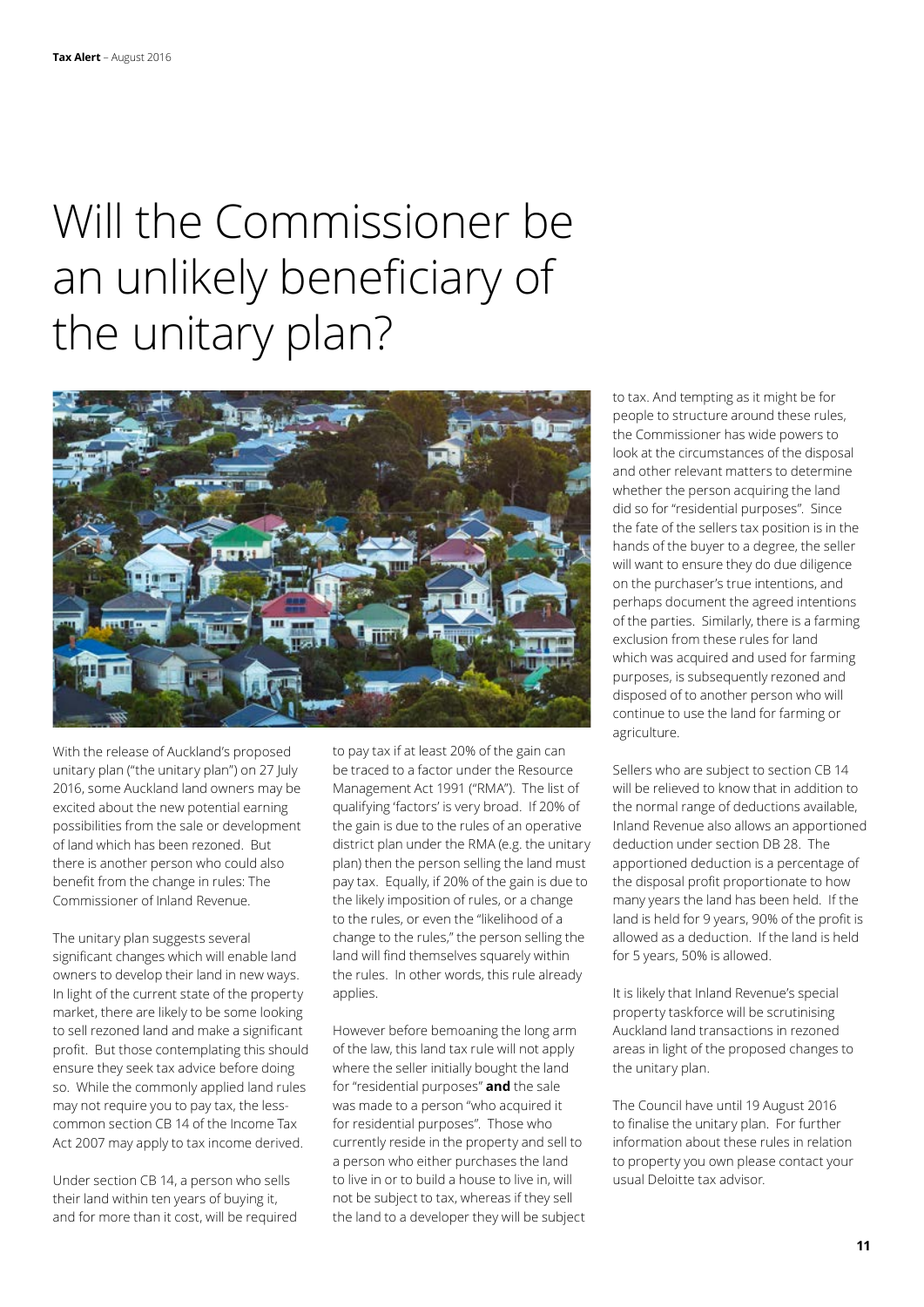# Will the Commissioner be an unlikely beneficiary of the unitary plan?

With the release of Auckland's proposed unitary plan ("the unitary plan") on 27 July 2016, some Auckland land owners may be excited about the new potential earning possibilities from the sale or development of land which has been rezoned. But there is another person who could also benefit from the change in rules: The Commissioner of Inland Revenue.

The unitary plan suggests several significant changes which will enable land owners to develop their land in new ways. In light of the current state of the property market, there are likely to be some looking to sell rezoned land and make a significant profit. But those contemplating this should ensure they seek tax advice before doing so. While the commonly applied land rules may not require you to pay tax, the less-common section CB 14 of the Income Tax Act 2007 may apply to tax income derived.

Under section CB 14, a person who sells their land within ten years of buying it, and for more than it cost, will be required to pay tax if at least 20% of the gain can be traced to a factor under the Resource Management Act 1991 ("RMA"). The list of qualifying 'factors' is very broad. If 20% of the gain is due to the rules of an operative district plan under the RMA (e.g. the unitary plan) then the person selling the land must pay tax. Equally, if 20% of the gain is due to the likely imposition of rules, or a change to the rules, or even the "likelihood of a change to the rules," the person selling the land will find themselves squarely within the rules. In other words, this rule already applies.

However before bemoaning the long arm of the law, this land tax rule will not apply where the seller initially bought the land for "residential purposes" **and** the sale was made to a person "who acquired it for residential purposes". Those who currently reside in the property and sell to a person who either purchases the land to live in or to build a house to live in, will not be subject to tax, whereas if they sell the land to a developer they will be subject to tax. And tempting as it might be for people to structure around these rules, the Commissioner has wide powers to look at the circumstances of the disposal and other relevant matters to determine whether the person acquiring the land did so for "residential purposes". Since the fate of the sellers tax position is in the hands of the buyer to a degree, the seller will want to ensure they do due diligence on the purchaser's true intentions, and perhaps document the agreed intentions of the parties. Similarly, there is a farming exclusion from these rules for land which was acquired and used for farming purposes, is subsequently rezoned and disposed of to another person who will continue to use the land for farming or agriculture.

Sellers who are subject to section CB 14 will be relieved to know that in addition to the normal range of deductions available, Inland Revenue also allows an apportioned deduction under section DB 28. The apportioned deduction is a percentage of the disposal profit proportionate to how many years the land has been held. If the land is held for 9 years, 90% of the profit is allowed as a deduction. If the land is held for 5 years, 50% is allowed.

It is likely that Inland Revenue's special property taskforce will be scrutinising Auckland land transactions in rezoned areas in light of the proposed changes to the unitary plan.

The Council have until 19 August 2016 to finalise the unitary plan. For further information about these rules in relation to property you own please contact your usual Deloitte tax advisor.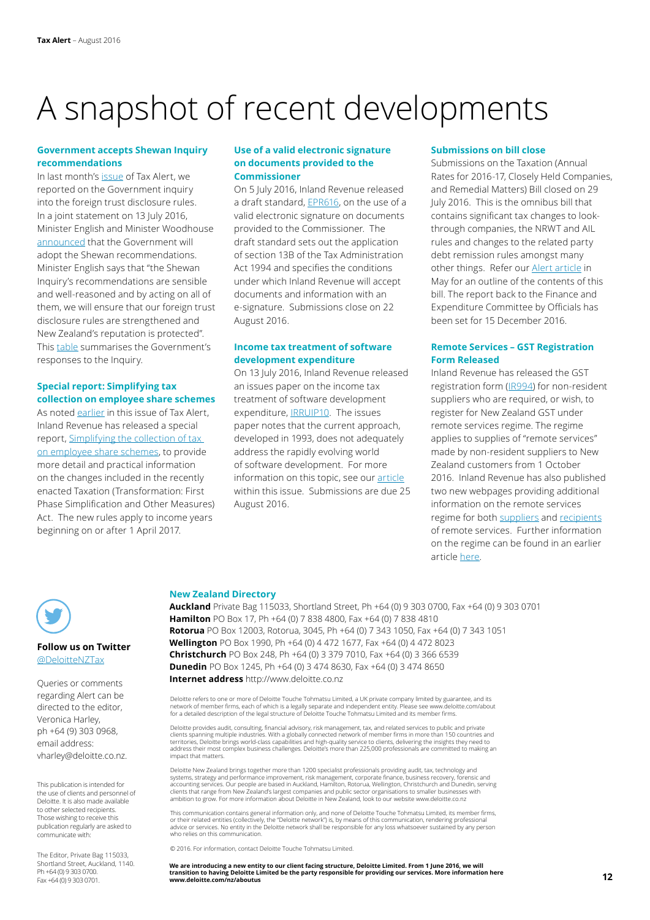# A snapshot of recent developments

### Government accepts Shewan Inquiry recommendations

In last month's issue of Tax Alert, we reported on the Government inquiry into the foreign trust disclosure rules. In a joint statement on 13 July 2016, Minister English and Minister Woodhouse announced that the Government will adopt the Shewan recommendations. Minister English says that "the Shewan Inquiry's recommendations are sensible and well-reasoned and by acting on all of them, we will ensure that our foreign trust disclosure rules are strengthened and New Zealand's reputation is protected". This table summarises the Government's responses to the Inquiry.

### Special report: Simplifying tax collection on employee share schemes

As noted earlier in this issue of Tax Alert, Inland Revenue has released a special report, Simplifying the collection of tax on employee share schemes, to provide more detail and practical information on the changes included in the recently enacted Taxation (Transformation: First Phase Simplification and Other Measures) Act. The new rules apply to income years beginning on or after 1 April 2017.

### Use of a valid electronic signature on documents provided to the Commissioner

On 5 July 2016, Inland Revenue released a draft standard, EPR616, on the use of a valid electronic signature on documents provided to the Commissioner. The draft standard sets out the application of section 13B of the Tax Administration Act 1994 and specifies the conditions under which Inland Revenue will accept documents and information with an e-signature. Submissions close on 22 August 2016.

### Income tax treatment of software development expenditure

On 13 July 2016, Inland Revenue released an issues paper on the income tax treatment of software development expenditure, IRRUIP10. The issues paper notes that the current approach, developed in 1993, does not adequately address the rapidly evolving world of software development. For more information on this topic, see our article within this issue. Submissions are due 25 August 2016.

### Submissions on bill close

Submissions on the Taxation (Annual Rates for 2016-17, Closely Held Companies, and Remedial Matters) Bill closed on 29 July 2016. This is the omnibus bill that contains significant tax changes to look-through companies, the NRWT and AIL rules and changes to the related party debt remission rules amongst many other things. Refer our Alert article in May for an outline of the contents of this bill. The report back to the Finance and Expenditure Committee by Officials has been set for 15 December 2016.

### Remote Services – GST Registration Form Released

Inland Revenue has released the GST registration form (IR994) for non-resident suppliers who are required, or wish, to register for New Zealand GST under remote services regime. The regime applies to supplies of "remote services" made by non-resident suppliers to New Zealand customers from 1 October 2016. Inland Revenue has also published two new webpages providing additional information on the remote services regime for both suppliers and recipients of remote services. Further information on the regime can be found in an earlier article here.

**Follow us on Twitter**
@DeloitteNZTax

Queries or comments regarding Alert can be directed to the editor, Veronica Harley, ph +64 (9) 303 0968, email address: vharley@deloitte.co.nz.

This publication is intended for the use of clients and personnel of Deloitte. It is also made available to other selected recipients. Those wishing to receive this publication regularly are asked to communicate with:

The Editor, Private Bag 115033, Shortland Street, Auckland, 1140.
Ph +64 (0) 9 303 0700.
Fax +64 (0) 9 303 0701.

### New Zealand Directory

**Auckland** Private Bag 115033, Shortland Street, Ph +64 (0) 9 303 0700, Fax +64 (0) 9 303 0701
**Hamilton** PO Box 17, Ph +64 (0) 7 838 4800, Fax +64 (0) 7 838 4810
**Rotorua** PO Box 12003, Rotorua, 3045, Ph +64 (0) 7 343 1050, Fax +64 (0) 7 343 1051
**Wellington** PO Box 1990, Ph +64 (0) 4 472 1677, Fax +64 (0) 4 472 8023
**Christchurch** PO Box 248, Ph +64 (0) 3 379 7010, Fax +64 (0) 3 366 6539
**Dunedin** PO Box 1245, Ph +64 (0) 3 474 8630, Fax +64 (0) 3 474 8650
**Internet address** http://www.deloitte.co.nz

Deloitte refers to one or more of Deloitte Touche Tohmatsu Limited, a UK private company limited by guarantee, and its network of member firms, each of which is a legally separate and independent entity. Please see www.deloitte.com/about for a detailed description of the legal structure of Deloitte Touche Tohmatsu Limited and its member firms.

Deloitte provides audit, consulting, financial advisory, risk management, tax, and related services to public and private clients spanning multiple industries. With a globally connected network of member firms in more than 150 countries and territories, Deloitte brings world-class capabilities and high-quality service to clients, delivering the insights they need to address their most complex business challenges. Deloitte's more than 225,000 professionals are committed to making an impact that matters.

Deloitte New Zealand brings together more than 1200 specialist professionals providing audit, tax, technology and systems, strategy and performance improvement, risk management, corporate finance, business recovery, forensic and accounting services. Our people are based in Auckland, Hamilton, Rotorua, Wellington, Christchurch and Dunedin, serving clients that range from New Zealand's largest companies and public sector organisations to smaller businesses with ambition to grow. For more information about Deloitte in New Zealand, look to our website www.deloitte.co.nz

This communication contains general information only, and none of Deloitte Touche Tohmatsu Limited, its member firms, or their related entities (collectively, the "Deloitte network") is, by means of this communication, rendering professional advice or services. No entity in the Deloitte network shall be responsible for any loss whatsoever sustained by any person who relies on this communication.

© 2016. For information, contact Deloitte Touche Tohmatsu Limited.

**We are introducing a new entity to our client facing structure, Deloitte Limited. From 1 June 2016, we will transition to having Deloitte Limited be the party responsible for providing our services. More information here www.deloitte.com/nz/aboutus**